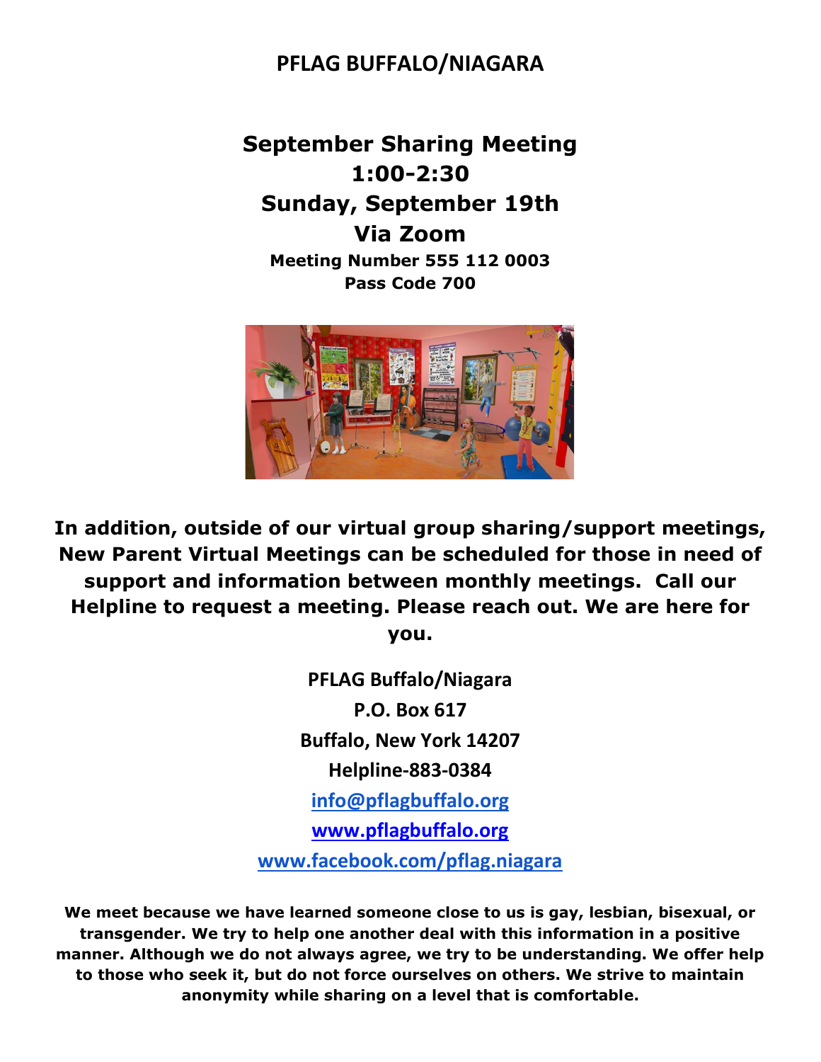# PFLAG BUFFALO/NIAGARA

## September Sharing Meeting
## 1:00-2:30
## Sunday, September 19th
## Via Zoom

**Meeting Number 555 112 0003**
**Pass Code 700**

**In addition, outside of our virtual group sharing/support meetings, New Parent Virtual Meetings can be scheduled for those in need of support and information between monthly meetings. Call our Helpline to request a meeting. Please reach out. We are here for you.**

**PFLAG Buffalo/Niagara**
**P.O. Box 617**
**Buffalo, New York 14207**
**Helpline-883-0384**
**info@pflagbuffalo.org**
**www.pflagbuffalo.org**
**www.facebook.com/pflag.niagara**

**We meet because we have learned someone close to us is gay, lesbian, bisexual, or transgender. We try to help one another deal with this information in a positive manner. Although we do not always agree, we try to be understanding. We offer help to those who seek it, but do not force ourselves on others. We strive to maintain anonymity while sharing on a level that is comfortable.**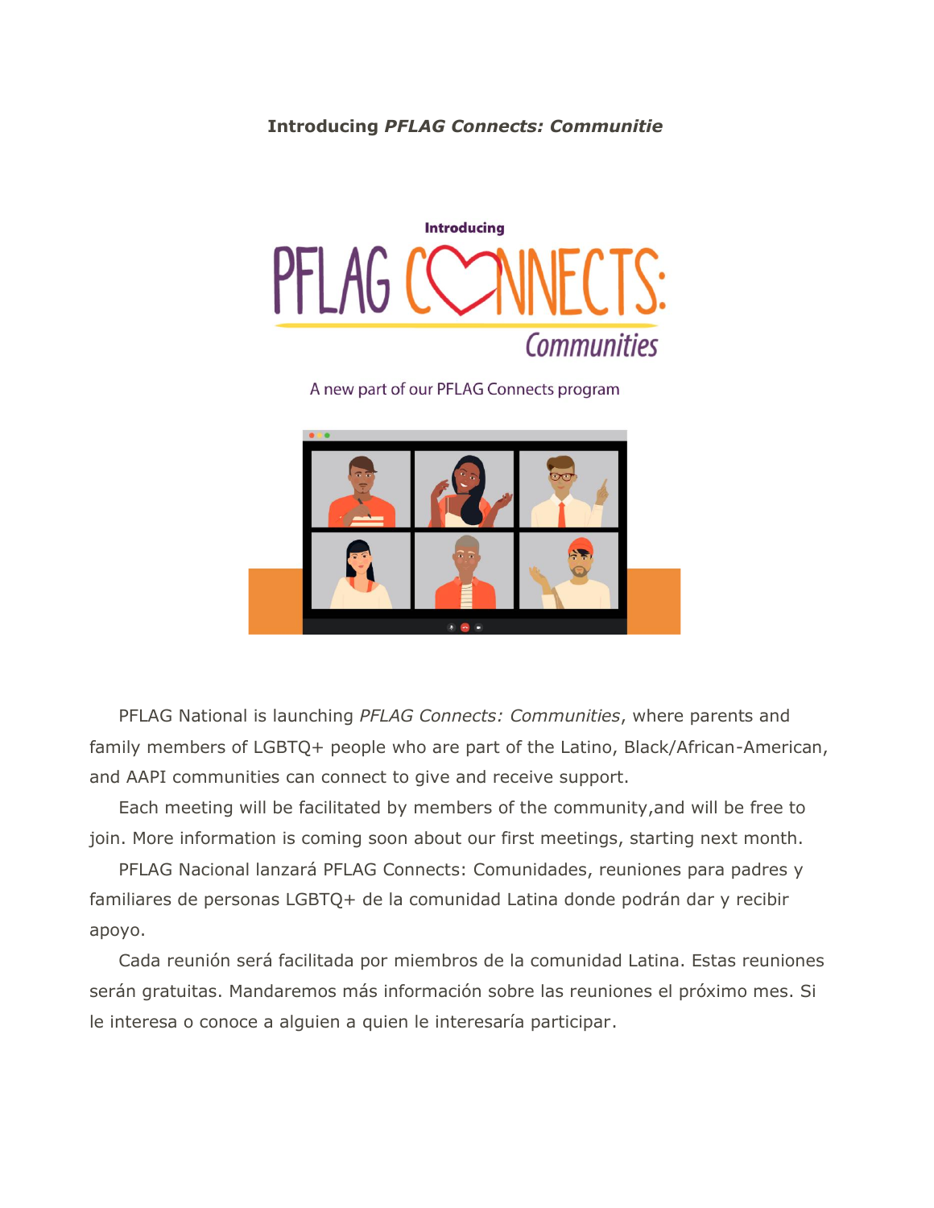**Introducing *PFLAG Connects: Communitie***

PFLAG National is launching *PFLAG Connects: Communities*, where parents and family members of LGBTQ+ people who are part of the Latino, Black/African-American, and AAPI communities can connect to give and receive support.

Each meeting will be facilitated by members of the community,and will be free to join. More information is coming soon about our first meetings, starting next month.

PFLAG Nacional lanzará PFLAG Connects: Comunidades, reuniones para padres y familiares de personas LGBTQ+ de la comunidad Latina donde podrán dar y recibir apoyo.

Cada reunión será facilitada por miembros de la comunidad Latina. Estas reuniones serán gratuitas. Mandaremos más información sobre las reuniones el próximo mes. Si le interesa o conoce a alguien a quien le interesaría participar.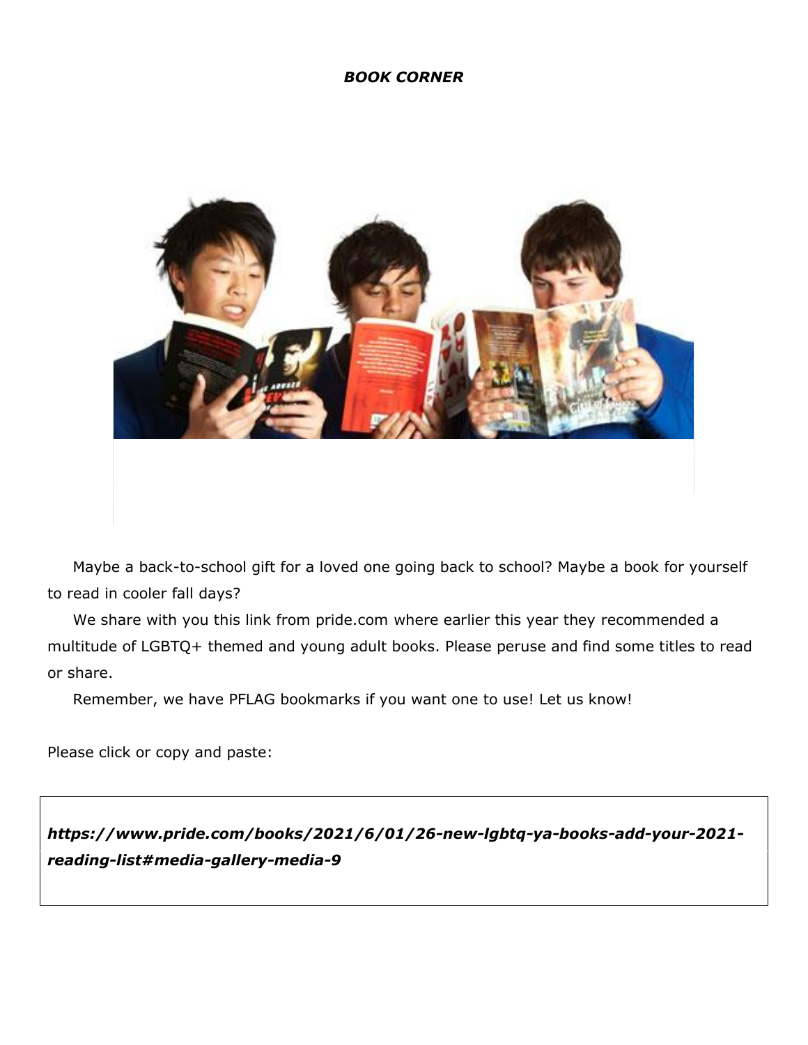***BOOK CORNER***

Maybe a back-to-school gift for a loved one going back to school? Maybe a book for yourself to read in cooler fall days?

We share with you this link from pride.com where earlier this year they recommended a multitude of LGBTQ+ themed and young adult books. Please peruse and find some titles to read or share.

Remember, we have PFLAG bookmarks if you want one to use! Let us know!

Please click or copy and paste:

***https://www.pride.com/books/2021/6/01/26-new-lgbtq-ya-books-add-your-2021-reading-list#media-gallery-media-9***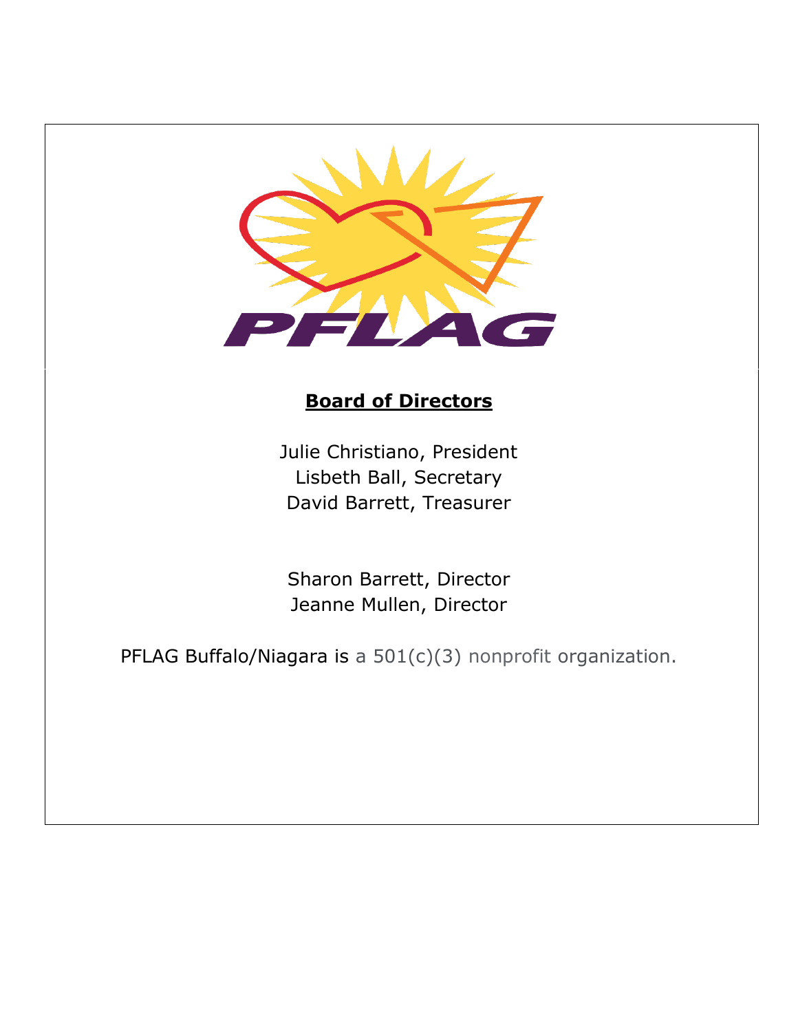PFLAG

## Board of Directors

Julie Christiano, President
Lisbeth Ball, Secretary
David Barrett, Treasurer

Sharon Barrett, Director
Jeanne Mullen, Director

PFLAG Buffalo/Niagara is a 501(c)(3) nonprofit organization.